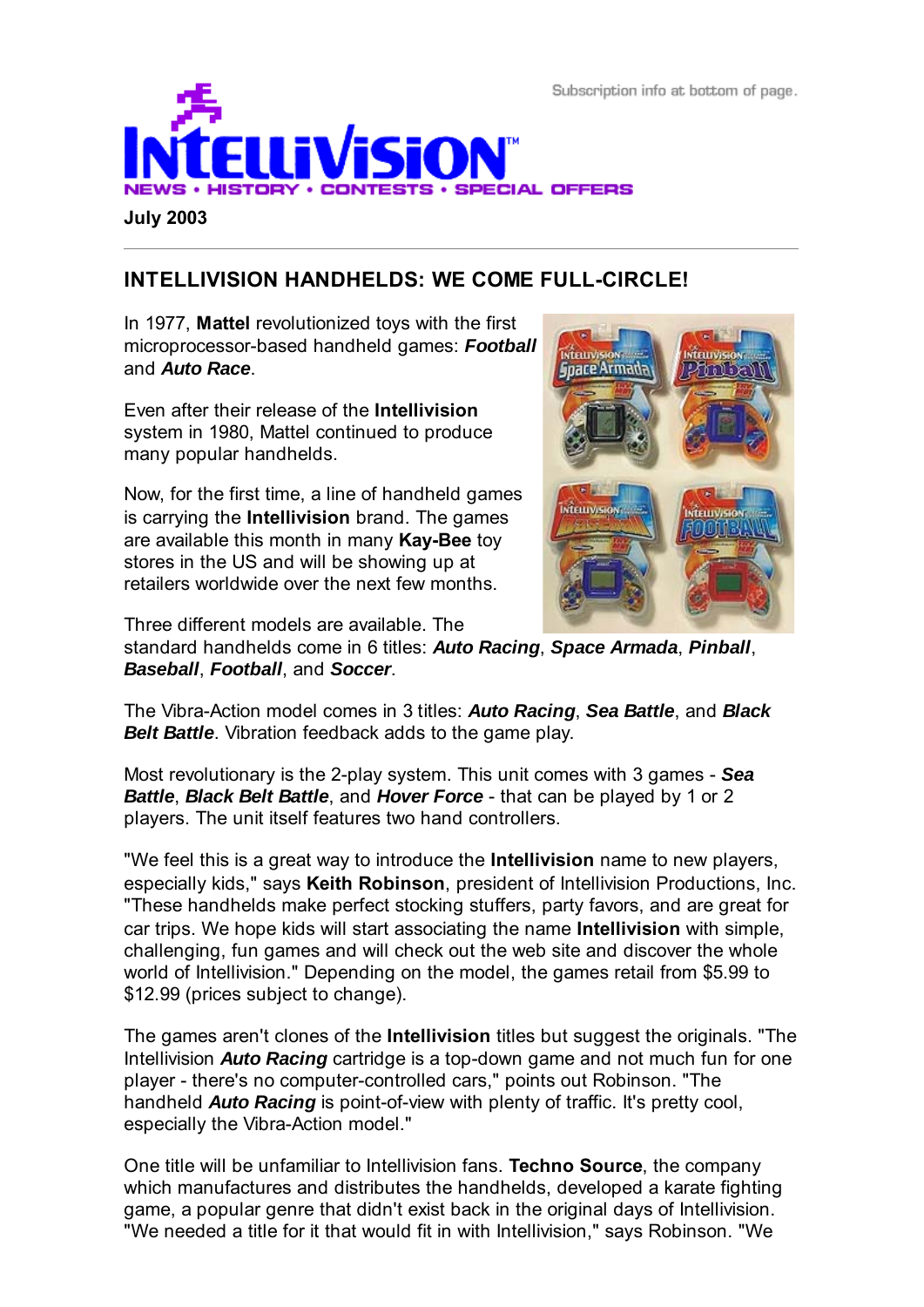Subscription info at bottom of page.

# INTELLIVISION™

NEWS • HISTORY • CONTESTS • SPECIAL OFFERS

**July 2003**

---

## INTELLIVISION HANDHELDS: WE COME FULL-CIRCLE!

In 1977, **Mattel** revolutionized toys with the first microprocessor-based handheld games: ***Football*** and ***Auto Race***.

Even after their release of the **Intellivision** system in 1980, Mattel continued to produce many popular handhelds.

Now, for the first time, a line of handheld games is carrying the **Intellivision** brand. The games are available this month in many **Kay-Bee** toy stores in the US and will be showing up at retailers worldwide over the next few months.

Three different models are available. The standard handhelds come in 6 titles: ***Auto Racing***, ***Space Armada***, ***Pinball***, ***Baseball***, ***Football***, and ***Soccer***.

The Vibra-Action model comes in 3 titles: ***Auto Racing***, ***Sea Battle***, and ***Black Belt Battle***. Vibration feedback adds to the game play.

Most revolutionary is the 2-play system. This unit comes with 3 games - ***Sea Battle***, ***Black Belt Battle***, and ***Hover Force*** - that can be played by 1 or 2 players. The unit itself features two hand controllers.

"We feel this is a great way to introduce the **Intellivision** name to new players, especially kids," says **Keith Robinson**, president of Intellivision Productions, Inc. "These handhelds make perfect stocking stuffers, party favors, and are great for car trips. We hope kids will start associating the name **Intellivision** with simple, challenging, fun games and will check out the web site and discover the whole world of Intellivision." Depending on the model, the games retail from $5.99 to $12.99 (prices subject to change).

The games aren't clones of the **Intellivision** titles but suggest the originals. "The Intellivision ***Auto Racing*** cartridge is a top-down game and not much fun for one player - there's no computer-controlled cars," points out Robinson. "The handheld ***Auto Racing*** is point-of-view with plenty of traffic. It's pretty cool, especially the Vibra-Action model."

One title will be unfamiliar to Intellivision fans. **Techno Source**, the company which manufactures and distributes the handhelds, developed a karate fighting game, a popular genre that didn't exist back in the original days of Intellivision. "We needed a title for it that would fit in with Intellivision," says Robinson. "We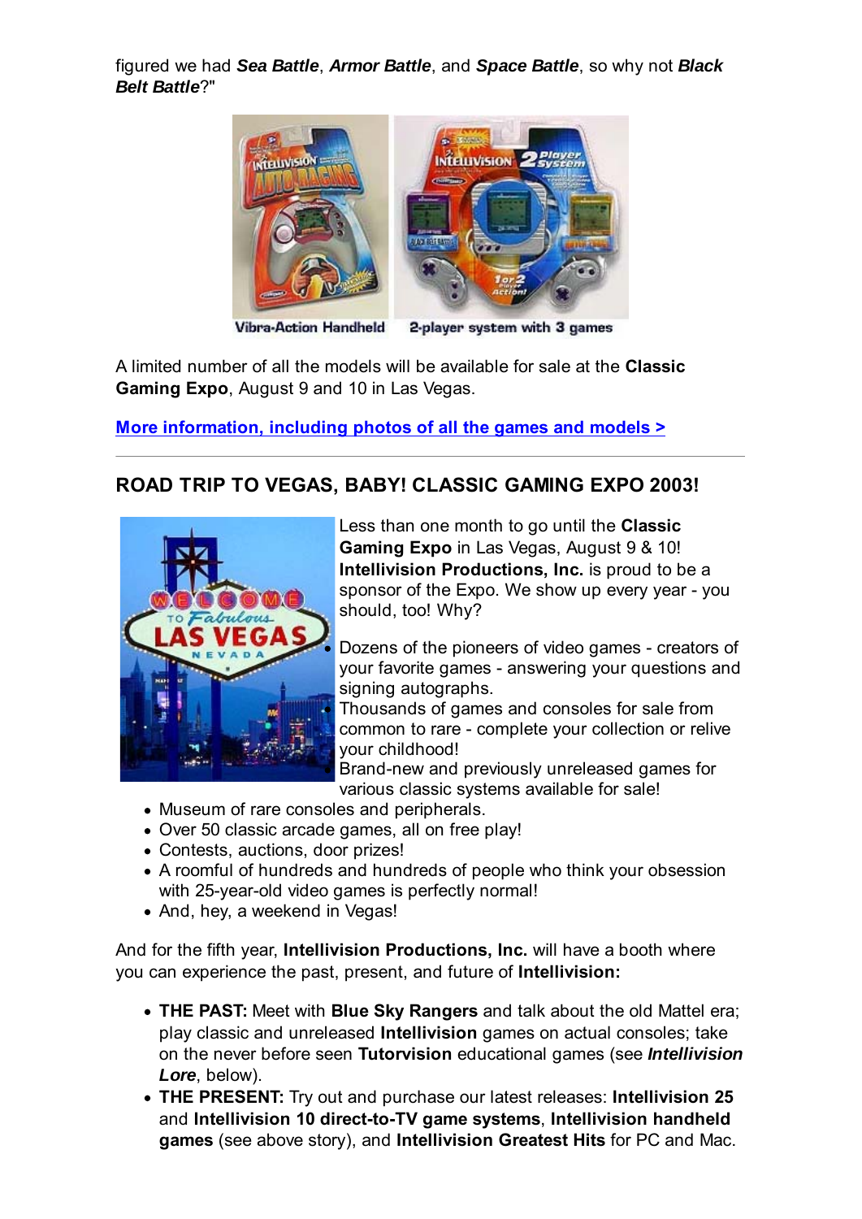figured we had ***Sea Battle***, ***Armor Battle***, and ***Space Battle***, so why not ***Black Belt Battle***?"

Vibra-Action Handheld    2-player system with 3 games

A limited number of all the models will be available for sale at the **Classic Gaming Expo**, August 9 and 10 in Las Vegas.

**More information, including photos of all the games and models >**

---

## ROAD TRIP TO VEGAS, BABY! CLASSIC GAMING EXPO 2003!

Less than one month to go until the **Classic Gaming Expo** in Las Vegas, August 9 & 10! **Intellivision Productions, Inc.** is proud to be a sponsor of the Expo. We show up every year - you should, too! Why?

- Dozens of the pioneers of video games - creators of your favorite games - answering your questions and signing autographs.
- Thousands of games and consoles for sale from common to rare - complete your collection or relive your childhood!
- Brand-new and previously unreleased games for various classic systems available for sale!
- Museum of rare consoles and peripherals.
- Over 50 classic arcade games, all on free play!
- Contests, auctions, door prizes!
- A roomful of hundreds and hundreds of people who think your obsession with 25-year-old video games is perfectly normal!
- And, hey, a weekend in Vegas!

And for the fifth year, **Intellivision Productions, Inc.** will have a booth where you can experience the past, present, and future of **Intellivision:**

- **THE PAST:** Meet with **Blue Sky Rangers** and talk about the old Mattel era; play classic and unreleased **Intellivision** games on actual consoles; take on the never before seen **Tutorvision** educational games (see ***Intellivision Lore***, below).
- **THE PRESENT:** Try out and purchase our latest releases: **Intellivision 25** and **Intellivision 10 direct-to-TV game systems**, **Intellivision handheld games** (see above story), and **Intellivision Greatest Hits** for PC and Mac.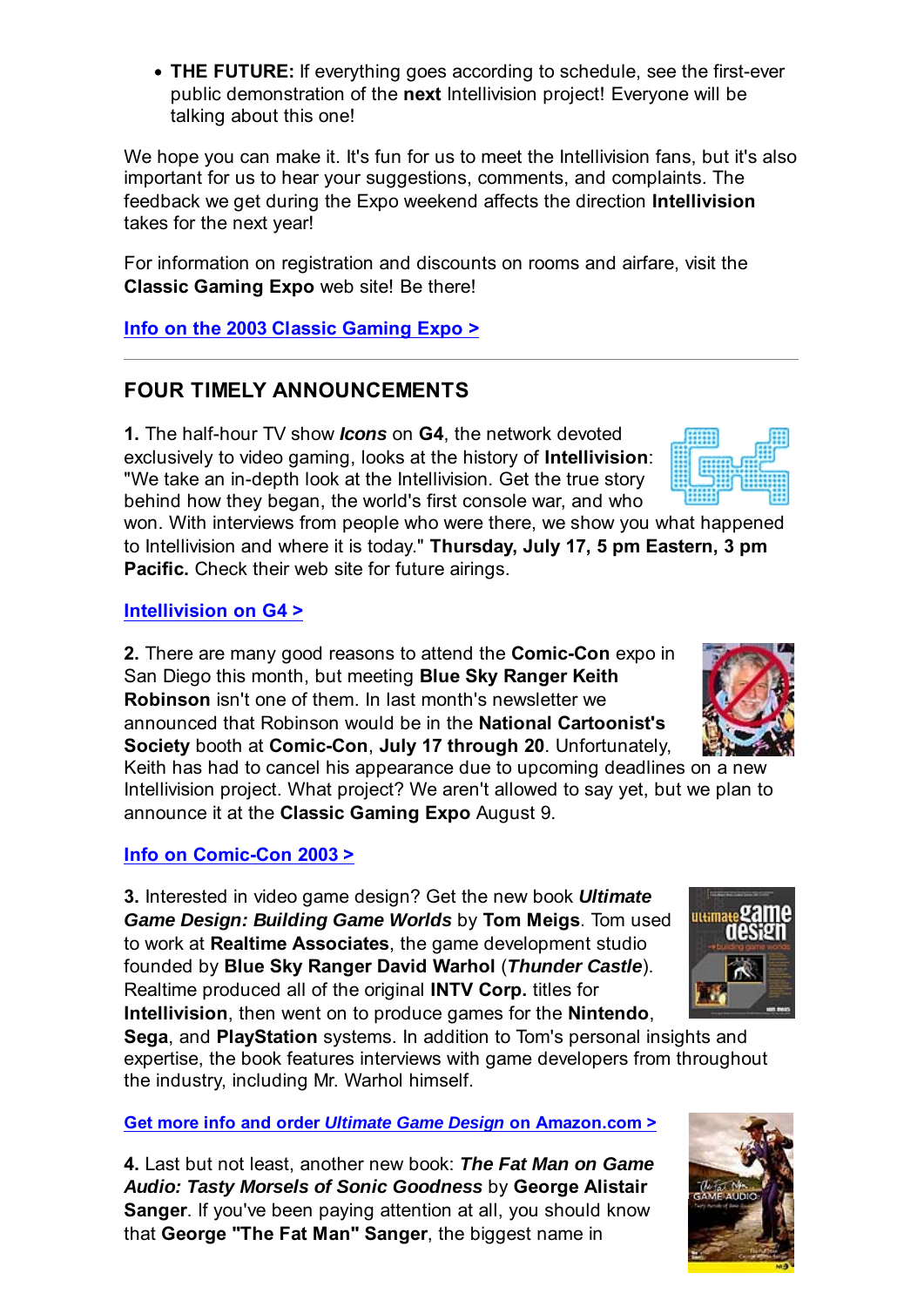- **THE FUTURE:** If everything goes according to schedule, see the first-ever public demonstration of the **next** Intellivision project! Everyone will be talking about this one!

We hope you can make it. It's fun for us to meet the Intellivision fans, but it's also important for us to hear your suggestions, comments, and complaints. The feedback we get during the Expo weekend affects the direction **Intellivision** takes for the next year!

For information on registration and discounts on rooms and airfare, visit the **Classic Gaming Expo** web site! Be there!

**Info on the 2003 Classic Gaming Expo >**

---

## FOUR TIMELY ANNOUNCEMENTS

**1.** The half-hour TV show ***Icons*** on **G4**, the network devoted exclusively to video gaming, looks at the history of **Intellivision**: "We take an in-depth look at the Intellivision. Get the true story behind how they began, the world's first console war, and who won. With interviews from people who were there, we show you what happened to Intellivision and where it is today." **Thursday, July 17, 5 pm Eastern, 3 pm Pacific.** Check their web site for future airings.

**Intellivision on G4 >**

**2.** There are many good reasons to attend the **Comic-Con** expo in San Diego this month, but meeting **Blue Sky Ranger Keith Robinson** isn't one of them. In last month's newsletter we announced that Robinson would be in the **National Cartoonist's Society** booth at **Comic-Con**, **July 17 through 20**. Unfortunately, Keith has had to cancel his appearance due to upcoming deadlines on a new Intellivision project. What project? We aren't allowed to say yet, but we plan to announce it at the **Classic Gaming Expo** August 9.

**Info on Comic-Con 2003 >**

**3.** Interested in video game design? Get the new book ***Ultimate Game Design: Building Game Worlds*** by **Tom Meigs**. Tom used to work at **Realtime Associates**, the game development studio founded by **Blue Sky Ranger David Warhol** (***Thunder Castle***). Realtime produced all of the original **INTV Corp.** titles for **Intellivision**, then went on to produce games for the **Nintendo**, **Sega**, and **PlayStation** systems. In addition to Tom's personal insights and expertise, the book features interviews with game developers from throughout the industry, including Mr. Warhol himself.

**Get more info and order *Ultimate Game Design* on Amazon.com >**

**4.** Last but not least, another new book: ***The Fat Man on Game Audio: Tasty Morsels of Sonic Goodness*** by **George Alistair Sanger**. If you've been paying attention at all, you should know that **George "The Fat Man" Sanger**, the biggest name in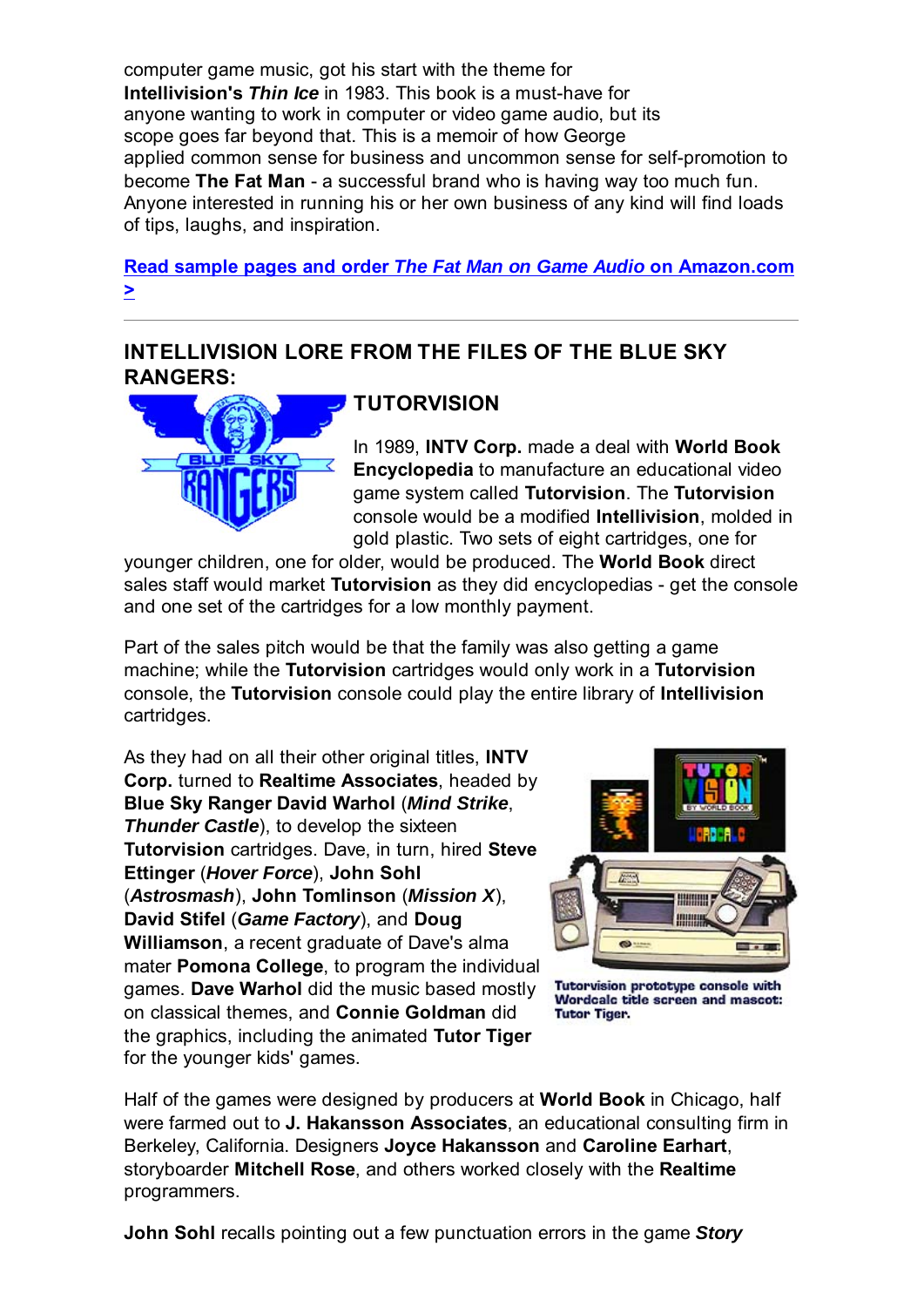computer game music, got his start with the theme for **Intellivision's *Thin Ice*** in 1983. This book is a must-have for anyone wanting to work in computer or video game audio, but its scope goes far beyond that. This is a memoir of how George applied common sense for business and uncommon sense for self-promotion to become **The Fat Man** - a successful brand who is having way too much fun. Anyone interested in running his or her own business of any kind will find loads of tips, laughs, and inspiration.

**Read sample pages and order *The Fat Man on Game Audio* on Amazon.com >**

---

## INTELLIVISION LORE FROM THE FILES OF THE BLUE SKY RANGERS:

### TUTORVISION

In 1989, **INTV Corp.** made a deal with **World Book Encyclopedia** to manufacture an educational video game system called **Tutorvision**. The **Tutorvision** console would be a modified **Intellivision**, molded in gold plastic. Two sets of eight cartridges, one for younger children, one for older, would be produced. The **World Book** direct sales staff would market **Tutorvision** as they did encyclopedias - get the console and one set of the cartridges for a low monthly payment.

Part of the sales pitch would be that the family was also getting a game machine; while the **Tutorvision** cartridges would only work in a **Tutorvision** console, the **Tutorvision** console could play the entire library of **Intellivision** cartridges.

As they had on all their other original titles, **INTV Corp.** turned to **Realtime Associates**, headed by **Blue Sky Ranger David Warhol** (***Mind Strike***, ***Thunder Castle***), to develop the sixteen **Tutorvision** cartridges. Dave, in turn, hired **Steve Ettinger** (***Hover Force***), **John Sohl** (***Astrosmash***), **John Tomlinson** (***Mission X***), **David Stifel** (***Game Factory***), and **Doug Williamson**, a recent graduate of Dave's alma mater **Pomona College**, to program the individual games. **Dave Warhol** did the music based mostly on classical themes, and **Connie Goldman** did the graphics, including the animated **Tutor Tiger** for the younger kids' games.

Tutorvision prototype console with Wordcalc title screen and mascot: Tutor Tiger.

Half of the games were designed by producers at **World Book** in Chicago, half were farmed out to **J. Hakansson Associates**, an educational consulting firm in Berkeley, California. Designers **Joyce Hakansson** and **Caroline Earhart**, storyboarder **Mitchell Rose**, and others worked closely with the **Realtime** programmers.

**John Sohl** recalls pointing out a few punctuation errors in the game ***Story***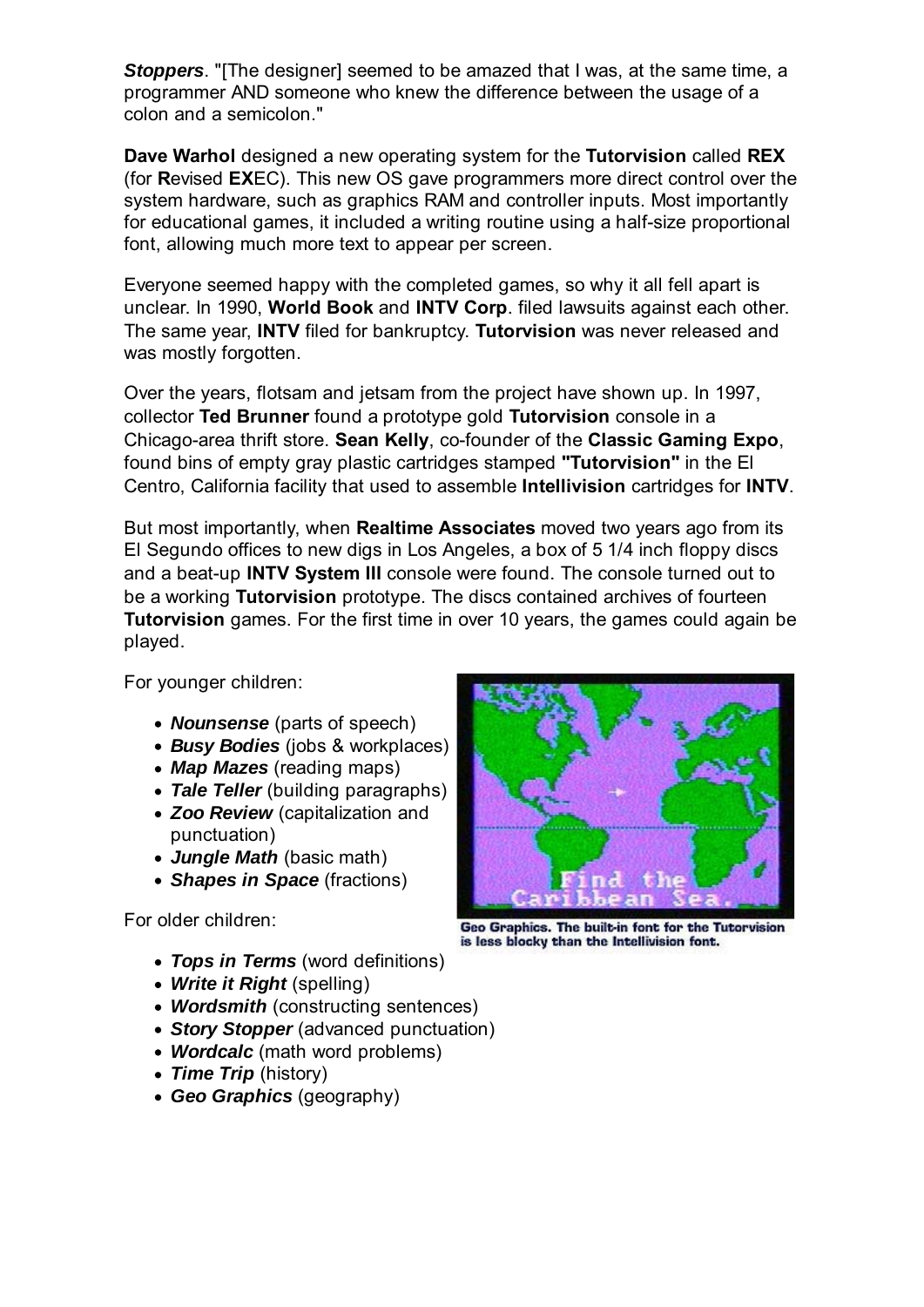***Stoppers***. "[The designer] seemed to be amazed that I was, at the same time, a programmer AND someone who knew the difference between the usage of a colon and a semicolon."

**Dave Warhol** designed a new operating system for the **Tutorvision** called **REX** (for **R**evised **EX**EC). This new OS gave programmers more direct control over the system hardware, such as graphics RAM and controller inputs. Most importantly for educational games, it included a writing routine using a half-size proportional font, allowing much more text to appear per screen.

Everyone seemed happy with the completed games, so why it all fell apart is unclear. In 1990, **World Book** and **INTV Corp**. filed lawsuits against each other. The same year, **INTV** filed for bankruptcy. **Tutorvision** was never released and was mostly forgotten.

Over the years, flotsam and jetsam from the project have shown up. In 1997, collector **Ted Brunner** found a prototype gold **Tutorvision** console in a Chicago-area thrift store. **Sean Kelly**, co-founder of the **Classic Gaming Expo**, found bins of empty gray plastic cartridges stamped **"Tutorvision"** in the El Centro, California facility that used to assemble **Intellivision** cartridges for **INTV**.

But most importantly, when **Realtime Associates** moved two years ago from its El Segundo offices to new digs in Los Angeles, a box of 5 1/4 inch floppy discs and a beat-up **INTV System III** console were found. The console turned out to be a working **Tutorvision** prototype. The discs contained archives of fourteen **Tutorvision** games. For the first time in over 10 years, the games could again be played.

For younger children:

- ***Nounsense*** (parts of speech)
- ***Busy Bodies*** (jobs & workplaces)
- ***Map Mazes*** (reading maps)
- ***Tale Teller*** (building paragraphs)
- ***Zoo Review*** (capitalization and punctuation)
- ***Jungle Math*** (basic math)
- ***Shapes in Space*** (fractions)

For older children:

- ***Tops in Terms*** (word definitions)
- ***Write it Right*** (spelling)
- ***Wordsmith*** (constructing sentences)
- ***Story Stopper*** (advanced punctuation)
- ***Wordcalc*** (math word problems)
- ***Time Trip*** (history)
- ***Geo Graphics*** (geography)

**Geo Graphics. The built-in font for the Tutorvision is less blocky than the Intellivision font.**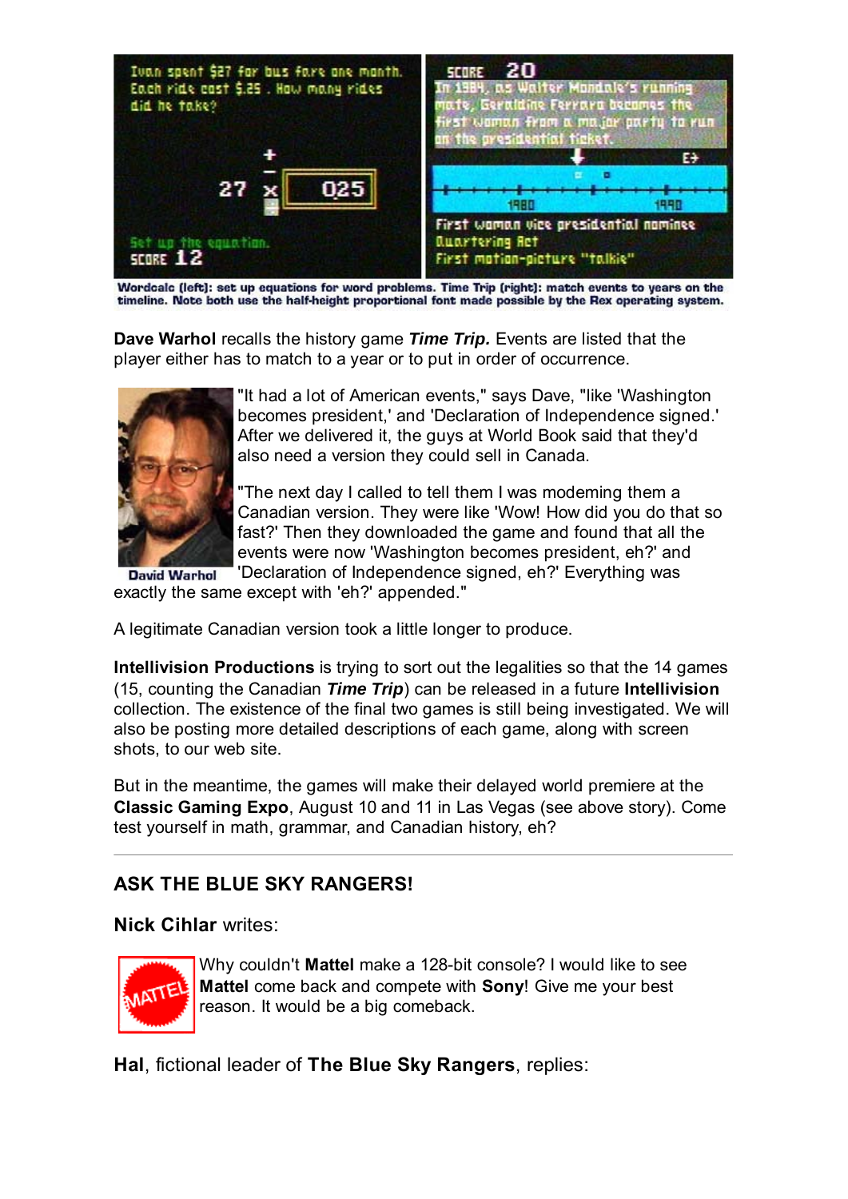Wordcalc (left): set up equations for word problems. Time Trip (right): match events to years on the timeline. Note both use the half-height proportional font made possible by the Rex operating system.

**Dave Warhol** recalls the history game ***Time Trip.*** Events are listed that the player either has to match to a year or to put in order of occurrence.

David Warhol

"It had a lot of American events," says Dave, "like 'Washington becomes president,' and 'Declaration of Independence signed.' After we delivered it, the guys at World Book said that they'd also need a version they could sell in Canada.

"The next day I called to tell them I was modeming them a Canadian version. They were like 'Wow! How did you do that so fast?' Then they downloaded the game and found that all the events were now 'Washington becomes president, eh?' and 'Declaration of Independence signed, eh?' Everything was exactly the same except with 'eh?' appended."

A legitimate Canadian version took a little longer to produce.

**Intellivision Productions** is trying to sort out the legalities so that the 14 games (15, counting the Canadian ***Time Trip***) can be released in a future **Intellivision** collection. The existence of the final two games is still being investigated. We will also be posting more detailed descriptions of each game, along with screen shots, to our web site.

But in the meantime, the games will make their delayed world premiere at the **Classic Gaming Expo**, August 10 and 11 in Las Vegas (see above story). Come test yourself in math, grammar, and Canadian history, eh?

---

## ASK THE BLUE SKY RANGERS!

**Nick Cihlar** writes:

Why couldn't **Mattel** make a 128-bit console? I would like to see **Mattel** come back and compete with **Sony**! Give me your best reason. It would be a big comeback.

**Hal**, fictional leader of **The Blue Sky Rangers**, replies: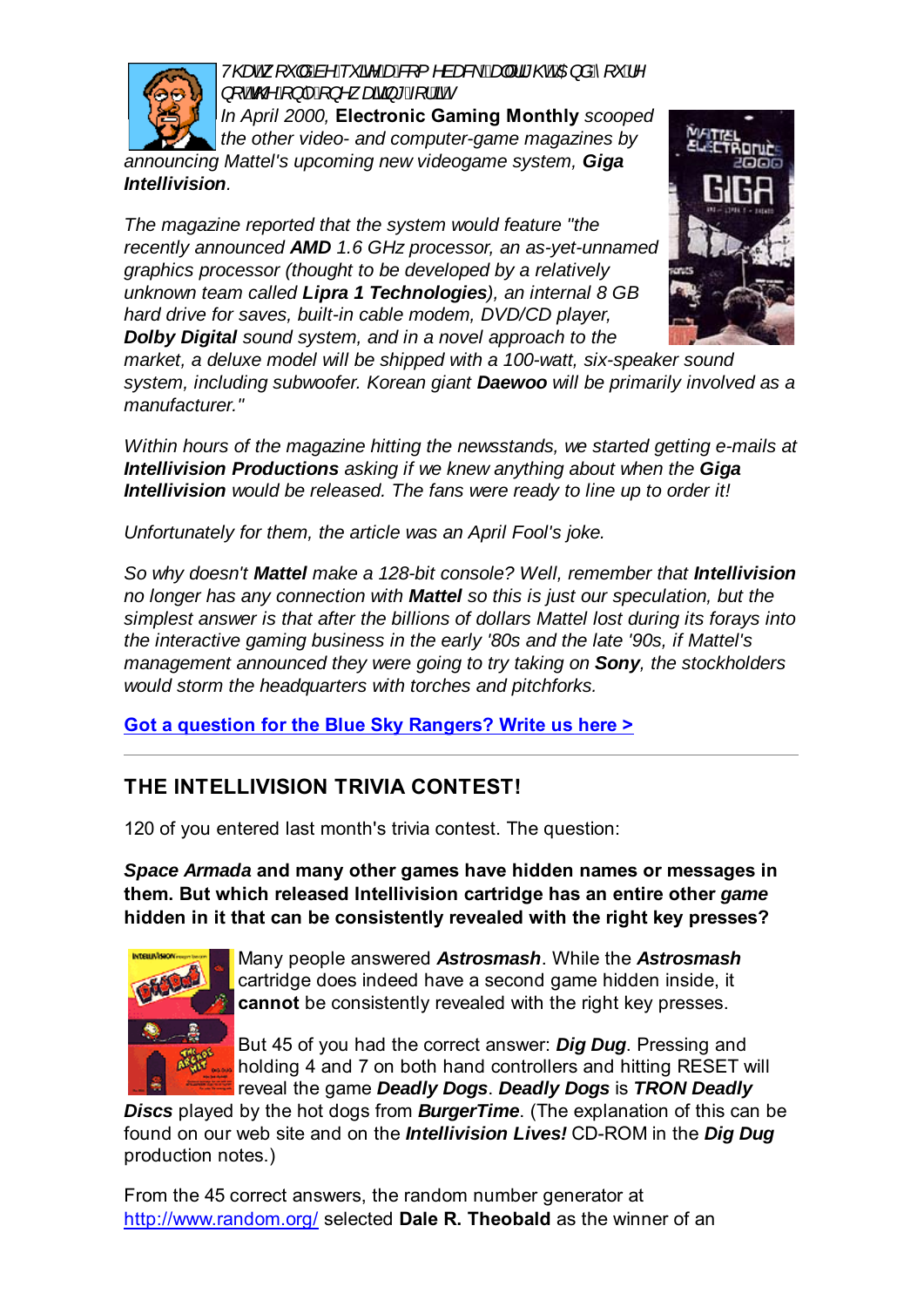*That would be quite a comeback for Mattel! And you're not the only one waiting for it.*

*In April 2000,* **Electronic Gaming Monthly** *scooped the other video- and computer-game magazines by announcing Mattel's upcoming new videogame system,* ***Giga Intellivision****.*

*The magazine reported that the system would feature "the recently announced* ***AMD*** *1.6 GHz processor, an as-yet-unnamed graphics processor (thought to be developed by a relatively unknown team called* ***Lipra 1 Technologies****), an internal 8 GB hard drive for saves, built-in cable modem, DVD/CD player,* ***Dolby Digital*** *sound system, and in a novel approach to the market, a deluxe model will be shipped with a 100-watt, six-speaker sound system, including subwoofer. Korean giant* ***Daewoo*** *will be primarily involved as a manufacturer."*

*Within hours of the magazine hitting the newsstands, we started getting e-mails at* ***Intellivision Productions*** *asking if we knew anything about when the* ***Giga Intellivision*** *would be released. The fans were ready to line up to order it!*

*Unfortunately for them, the article was an April Fool's joke.*

*So why doesn't* ***Mattel*** *make a 128-bit console? Well, remember that* ***Intellivision*** *no longer has any connection with* ***Mattel*** *so this is just our speculation, but the simplest answer is that after the billions of dollars Mattel lost during its forays into the interactive gaming business in the early '80s and the late '90s, if Mattel's management announced they were going to try taking on* ***Sony****, the stockholders would storm the headquarters with torches and pitchforks.*

**Got a question for the Blue Sky Rangers? Write us here >**

---

## THE INTELLIVISION TRIVIA CONTEST!

120 of you entered last month's trivia contest. The question:

***Space Armada* and many other games have hidden names or messages in them. But which released Intellivision cartridge has an entire other *game* hidden in it that can be consistently revealed with the right key presses?**

Many people answered ***Astrosmash***. While the ***Astrosmash*** cartridge does indeed have a second game hidden inside, it **cannot** be consistently revealed with the right key presses.

But 45 of you had the correct answer: ***Dig Dug***. Pressing and holding 4 and 7 on both hand controllers and hitting RESET will reveal the game ***Deadly Dogs***. ***Deadly Dogs*** is ***TRON Deadly Discs*** played by the hot dogs from ***BurgerTime***. (The explanation of this can be found on our web site and on the ***Intellivision Lives!*** CD-ROM in the ***Dig Dug*** production notes.)

From the 45 correct answers, the random number generator at http://www.random.org/ selected **Dale R. Theobald** as the winner of an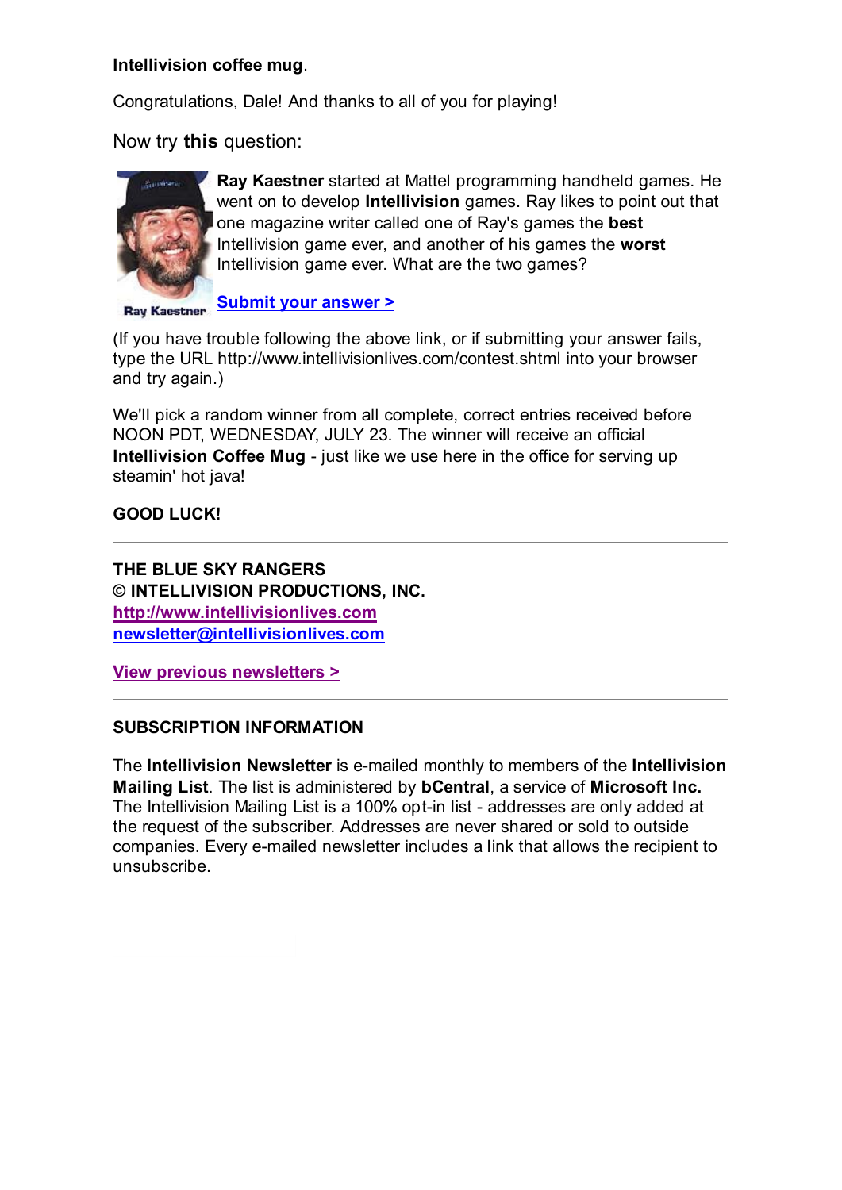**Intellivision coffee mug**.

Congratulations, Dale! And thanks to all of you for playing!

Now try **this** question:

Ray Kaestner

**Ray Kaestner** started at Mattel programming handheld games. He went on to develop **Intellivision** games. Ray likes to point out that one magazine writer called one of Ray's games the **best** Intellivision game ever, and another of his games the **worst** Intellivision game ever. What are the two games?

**Submit your answer >**

(If you have trouble following the above link, or if submitting your answer fails, type the URL http://www.intellivisionlives.com/contest.shtml into your browser and try again.)

We'll pick a random winner from all complete, correct entries received before NOON PDT, WEDNESDAY, JULY 23. The winner will receive an official **Intellivision Coffee Mug** - just like we use here in the office for serving up steamin' hot java!

**GOOD LUCK!**

---

**THE BLUE SKY RANGERS**
**© INTELLIVISION PRODUCTIONS, INC.**
**http://www.intellivisionlives.com**
**newsletter@intellivisionlives.com**

**View previous newsletters >**

---

**SUBSCRIPTION INFORMATION**

The **Intellivision Newsletter** is e-mailed monthly to members of the **Intellivision Mailing List**. The list is administered by **bCentral**, a service of **Microsoft Inc.** The Intellivision Mailing List is a 100% opt-in list - addresses are only added at the request of the subscriber. Addresses are never shared or sold to outside companies. Every e-mailed newsletter includes a link that allows the recipient to unsubscribe.